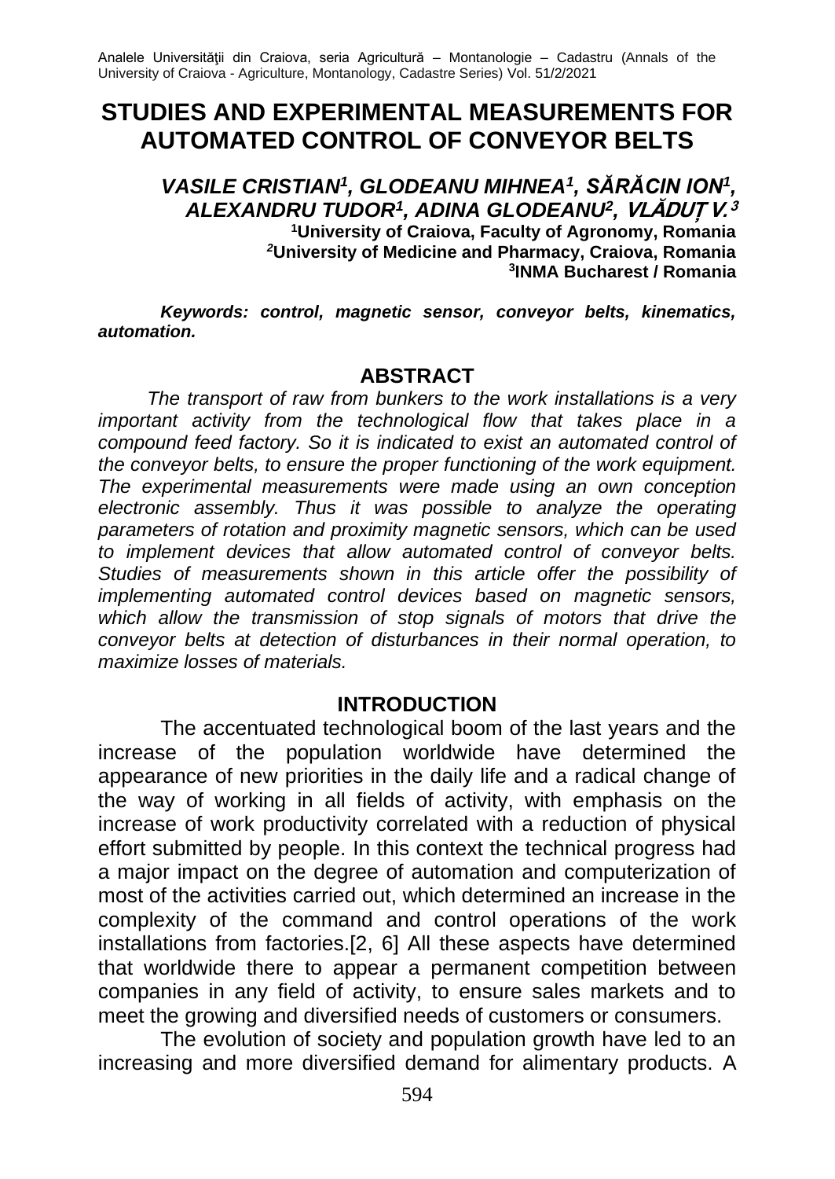# STUDIES AND EXPERIMENTAL MEASUREMENTS FOR AUTOMATED CONTROL OF CONVEYOR BELTS

***VASILE CRISTIAN[1], GLODEANU MIHNEA[1], SĂRĂCIN ION[1], ALEXANDRU TUDOR[1], ADINA GLODEANU[2], VLĂDUȚ V.[3]***

**[1]University of Craiova, Faculty of Agronomy, Romania**
**[2]University of Medicine and Pharmacy, Craiova, Romania**
**[3]INMA Bucharest / Romania**

***Keywords: control, magnetic sensor, conveyor belts, kinematics, automation.***

## ABSTRACT

*The transport of raw from bunkers to the work installations is a very important activity from the technological flow that takes place in a compound feed factory. So it is indicated to exist an automated control of the conveyor belts, to ensure the proper functioning of the work equipment. The experimental measurements were made using an own conception electronic assembly. Thus it was possible to analyze the operating parameters of rotation and proximity magnetic sensors, which can be used to implement devices that allow automated control of conveyor belts. Studies of measurements shown in this article offer the possibility of implementing automated control devices based on magnetic sensors, which allow the transmission of stop signals of motors that drive the conveyor belts at detection of disturbances in their normal operation, to maximize losses of materials.*

## INTRODUCTION

The accentuated technological boom of the last years and the increase of the population worldwide have determined the appearance of new priorities in the daily life and a radical change of the way of working in all fields of activity, with emphasis on the increase of work productivity correlated with a reduction of physical effort submitted by people. In this context the technical progress had a major impact on the degree of automation and computerization of most of the activities carried out, which determined an increase in the complexity of the command and control operations of the work installations from factories.[2, 6] All these aspects have determined that worldwide there to appear a permanent competition between companies in any field of activity, to ensure sales markets and to meet the growing and diversified needs of customers or consumers.

The evolution of society and population growth have led to an increasing and more diversified demand for alimentary products. A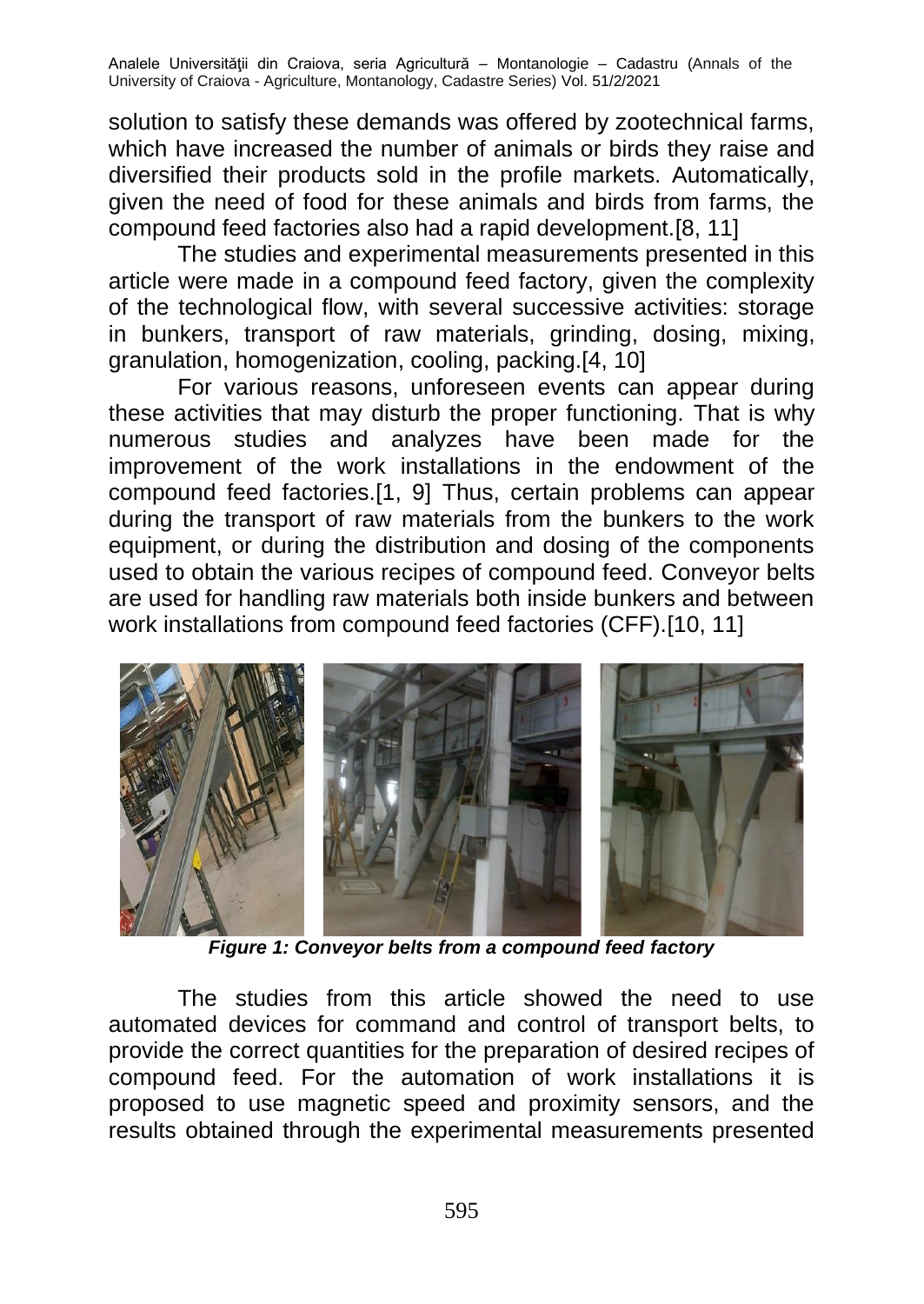solution to satisfy these demands was offered by zootechnical farms, which have increased the number of animals or birds they raise and diversified their products sold in the profile markets. Automatically, given the need of food for these animals and birds from farms, the compound feed factories also had a rapid development.[8, 11]

The studies and experimental measurements presented in this article were made in a compound feed factory, given the complexity of the technological flow, with several successive activities: storage in bunkers, transport of raw materials, grinding, dosing, mixing, granulation, homogenization, cooling, packing.[4, 10]

For various reasons, unforeseen events can appear during these activities that may disturb the proper functioning. That is why numerous studies and analyzes have been made for the improvement of the work installations in the endowment of the compound feed factories.[1, 9] Thus, certain problems can appear during the transport of raw materials from the bunkers to the work equipment, or during the distribution and dosing of the components used to obtain the various recipes of compound feed. Conveyor belts are used for handling raw materials both inside bunkers and between work installations from compound feed factories (CFF).[10, 11]

***Figure 1: Conveyor belts from a compound feed factory***

The studies from this article showed the need to use automated devices for command and control of transport belts, to provide the correct quantities for the preparation of desired recipes of compound feed. For the automation of work installations it is proposed to use magnetic speed and proximity sensors, and the results obtained through the experimental measurements presented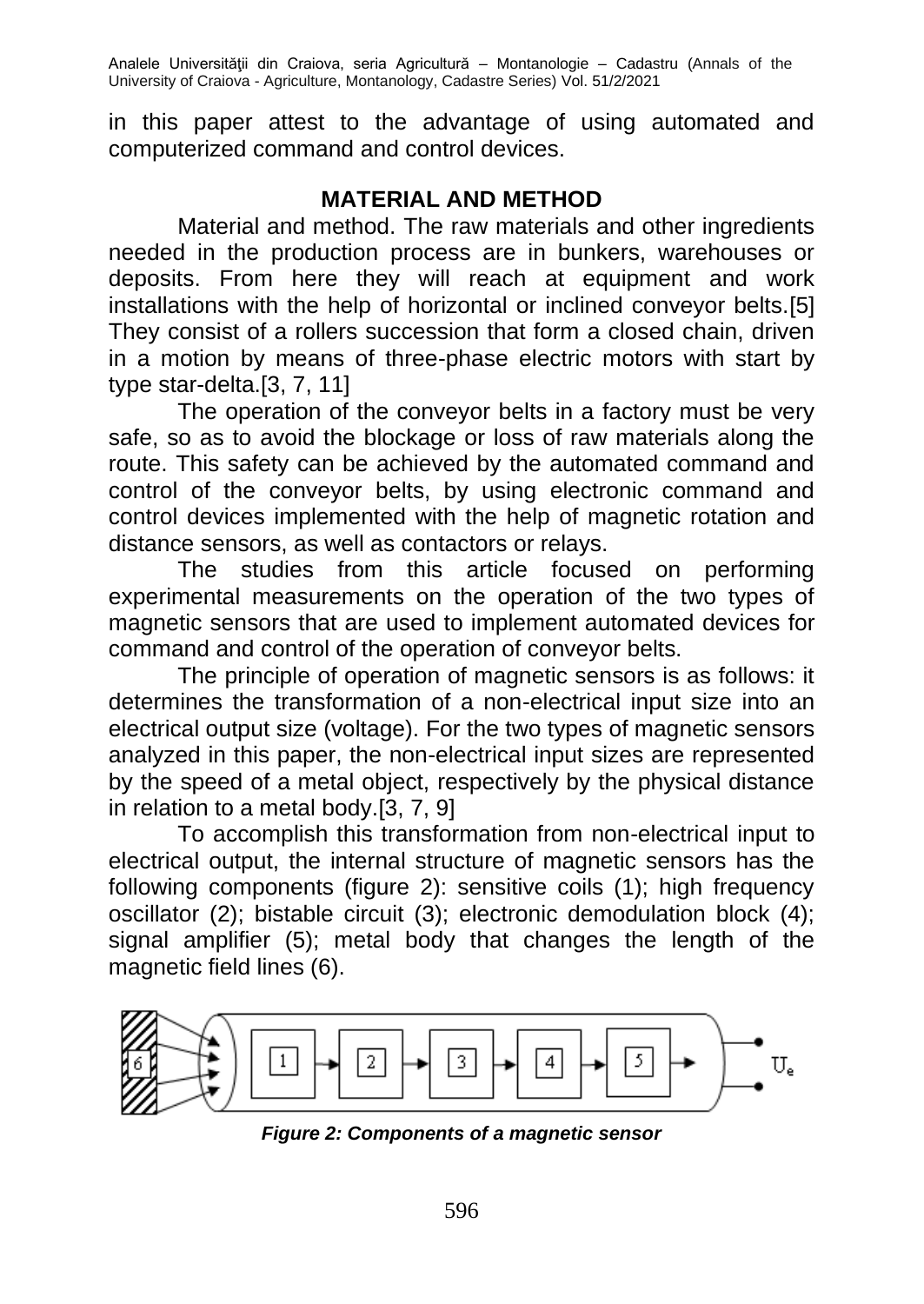in this paper attest to the advantage of using automated and computerized command and control devices.

## MATERIAL AND METHOD

Material and method. The raw materials and other ingredients needed in the production process are in bunkers, warehouses or deposits. From here they will reach at equipment and work installations with the help of horizontal or inclined conveyor belts.[5] They consist of a rollers succession that form a closed chain, driven in a motion by means of three-phase electric motors with start by type star-delta.[3, 7, 11]

The operation of the conveyor belts in a factory must be very safe, so as to avoid the blockage or loss of raw materials along the route. This safety can be achieved by the automated command and control of the conveyor belts, by using electronic command and control devices implemented with the help of magnetic rotation and distance sensors, as well as contactors or relays.

The studies from this article focused on performing experimental measurements on the operation of the two types of magnetic sensors that are used to implement automated devices for command and control of the operation of conveyor belts.

The principle of operation of magnetic sensors is as follows: it determines the transformation of a non-electrical input size into an electrical output size (voltage). For the two types of magnetic sensors analyzed in this paper, the non-electrical input sizes are represented by the speed of a metal object, respectively by the physical distance in relation to a metal body.[3, 7, 9]

To accomplish this transformation from non-electrical input to electrical output, the internal structure of magnetic sensors has the following components (figure 2): sensitive coils (1); high frequency oscillator (2); bistable circuit (3); electronic demodulation block (4); signal amplifier (5); metal body that changes the length of the magnetic field lines (6).

***Figure 2: Components of a magnetic sensor***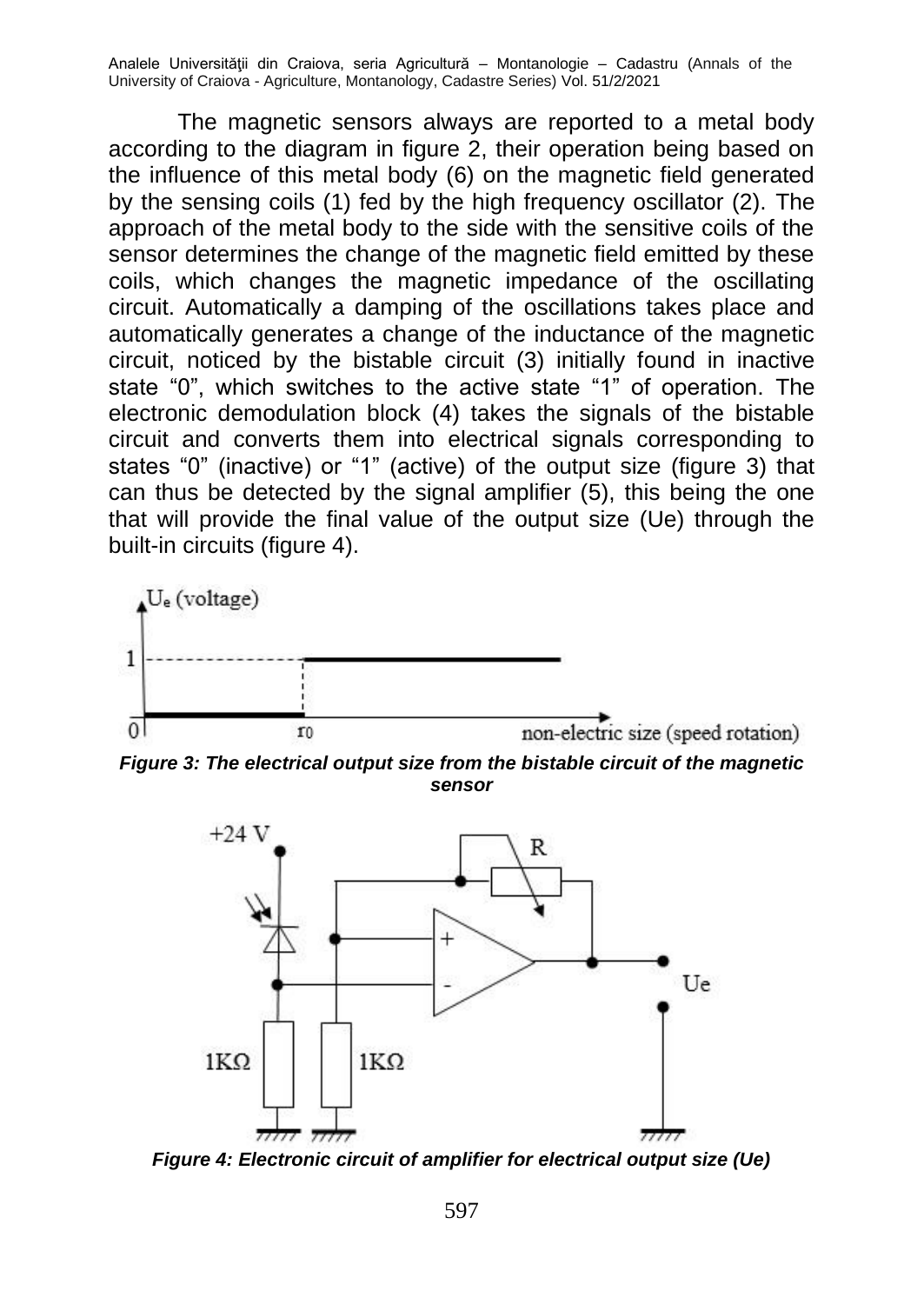The magnetic sensors always are reported to a metal body according to the diagram in figure 2, their operation being based on the influence of this metal body (6) on the magnetic field generated by the sensing coils (1) fed by the high frequency oscillator (2). The approach of the metal body to the side with the sensitive coils of the sensor determines the change of the magnetic field emitted by these coils, which changes the magnetic impedance of the oscillating circuit. Automatically a damping of the oscillations takes place and automatically generates a change of the inductance of the magnetic circuit, noticed by the bistable circuit (3) initially found in inactive state "0", which switches to the active state "1" of operation. The electronic demodulation block (4) takes the signals of the bistable circuit and converts them into electrical signals corresponding to states "0" (inactive) or "1" (active) of the output size (figure 3) that can thus be detected by the signal amplifier (5), this being the one that will provide the final value of the output size (Ue) through the built-in circuits (figure 4).

***Figure 3: The electrical output size from the bistable circuit of the magnetic sensor***

***Figure 4: Electronic circuit of amplifier for electrical output size (Ue)***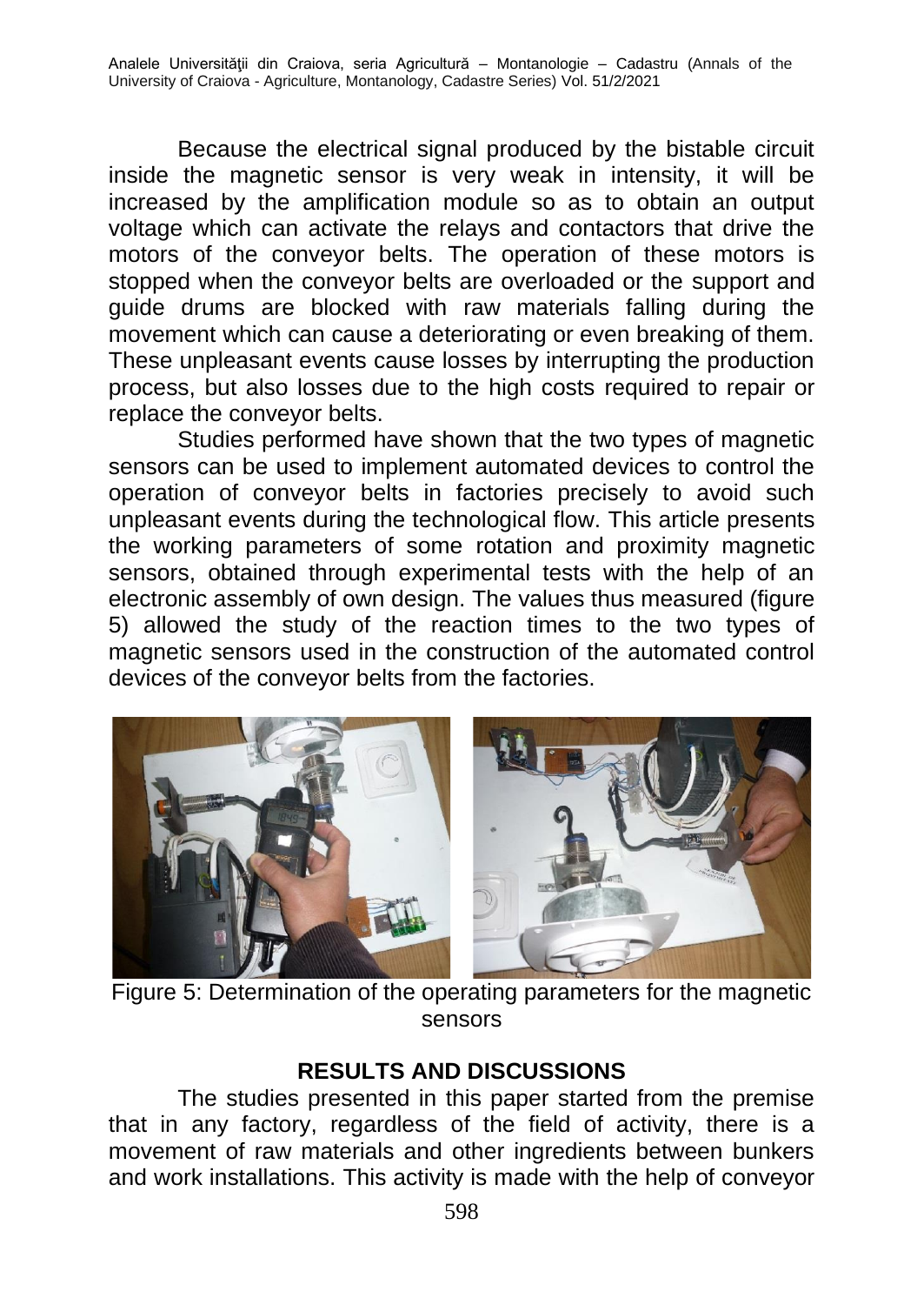Because the electrical signal produced by the bistable circuit inside the magnetic sensor is very weak in intensity, it will be increased by the amplification module so as to obtain an output voltage which can activate the relays and contactors that drive the motors of the conveyor belts. The operation of these motors is stopped when the conveyor belts are overloaded or the support and guide drums are blocked with raw materials falling during the movement which can cause a deteriorating or even breaking of them. These unpleasant events cause losses by interrupting the production process, but also losses due to the high costs required to repair or replace the conveyor belts.

Studies performed have shown that the two types of magnetic sensors can be used to implement automated devices to control the operation of conveyor belts in factories precisely to avoid such unpleasant events during the technological flow. This article presents the working parameters of some rotation and proximity magnetic sensors, obtained through experimental tests with the help of an electronic assembly of own design. The values thus measured (figure 5) allowed the study of the reaction times to the two types of magnetic sensors used in the construction of the automated control devices of the conveyor belts from the factories.

Figure 5: Determination of the operating parameters for the magnetic sensors

## RESULTS AND DISCUSSIONS

The studies presented in this paper started from the premise that in any factory, regardless of the field of activity, there is a movement of raw materials and other ingredients between bunkers and work installations. This activity is made with the help of conveyor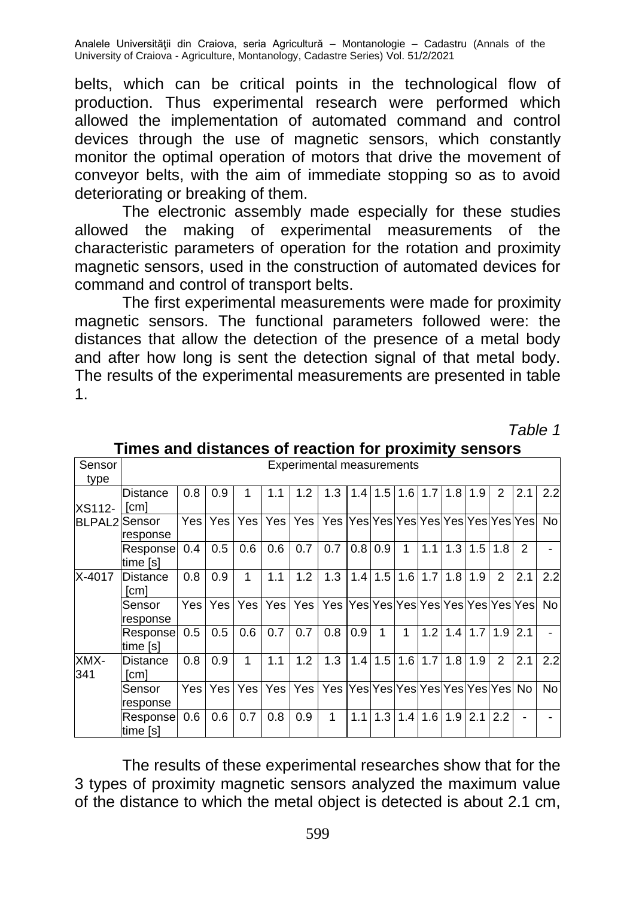belts, which can be critical points in the technological flow of production. Thus experimental research were performed which allowed the implementation of automated command and control devices through the use of magnetic sensors, which constantly monitor the optimal operation of motors that drive the movement of conveyor belts, with the aim of immediate stopping so as to avoid deteriorating or breaking of them.

The electronic assembly made especially for these studies allowed the making of experimental measurements of the characteristic parameters of operation for the rotation and proximity magnetic sensors, used in the construction of automated devices for command and control of transport belts.

The first experimental measurements were made for proximity magnetic sensors. The functional parameters followed were: the distances that allow the detection of the presence of a metal body and after how long is sent the detection signal of that metal body. The results of the experimental measurements are presented in table 1.

*Table 1*

**Times and distances of reaction for proximity sensors**

| Sensor type | Experimental measurements | | | | | | | | | | | | | | | |
|---|---|---|---|---|---|---|---|---|---|---|---|---|---|---|---|---|
| XS112-BLPAL2 | Distance [cm] | 0.8 | 0.9 | 1 | 1.1 | 1.2 | 1.3 | 1.4 | 1.5 | 1.6 | 1.7 | 1.8 | 1.9 | 2 | 2.1 | 2.2 |
| | Sensor response | Yes | Yes | Yes | Yes | Yes | Yes | Yes | Yes | Yes | Yes | Yes | Yes | Yes | Yes | No |
| | Response time [s] | 0.4 | 0.5 | 0.6 | 0.6 | 0.7 | 0.7 | 0.8 | 0.9 | 1 | 1.1 | 1.3 | 1.5 | 1.8 | 2 | - |
| X-4017 | Distance [cm] | 0.8 | 0.9 | 1 | 1.1 | 1.2 | 1.3 | 1.4 | 1.5 | 1.6 | 1.7 | 1.8 | 1.9 | 2 | 2.1 | 2.2 |
| | Sensor response | Yes | Yes | Yes | Yes | Yes | Yes | Yes | Yes | Yes | Yes | Yes | Yes | Yes | Yes | No |
| | Response time [s] | 0.5 | 0.5 | 0.6 | 0.7 | 0.7 | 0.8 | 0.9 | 1 | 1 | 1.2 | 1.4 | 1.7 | 1.9 | 2.1 | - |
| XMX-341 | Distance [cm] | 0.8 | 0.9 | 1 | 1.1 | 1.2 | 1.3 | 1.4 | 1.5 | 1.6 | 1.7 | 1.8 | 1.9 | 2 | 2.1 | 2.2 |
| | Sensor response | Yes | Yes | Yes | Yes | Yes | Yes | Yes | Yes | Yes | Yes | Yes | Yes | Yes | No | No |
| | Response time [s] | 0.6 | 0.6 | 0.7 | 0.8 | 0.9 | 1 | 1.1 | 1.3 | 1.4 | 1.6 | 1.9 | 2.1 | 2.2 | - | - |

The results of these experimental researches show that for the 3 types of proximity magnetic sensors analyzed the maximum value of the distance to which the metal object is detected is about 2.1 cm,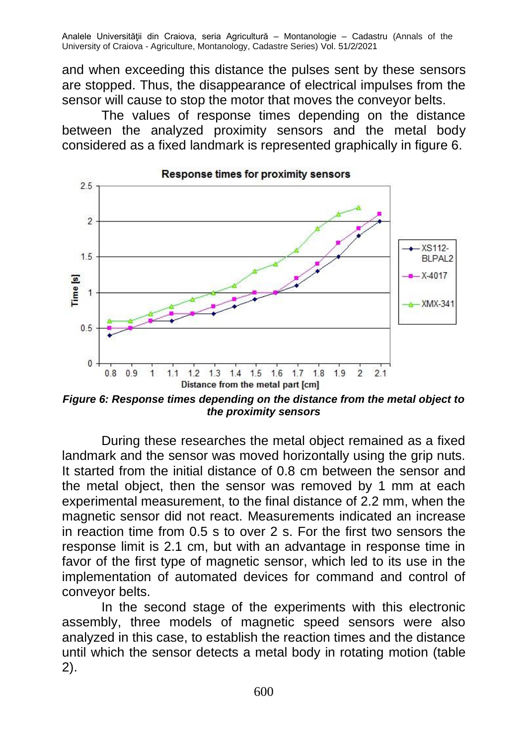and when exceeding this distance the pulses sent by these sensors are stopped. Thus, the disappearance of electrical impulses from the sensor will cause to stop the motor that moves the conveyor belts.

The values of response times depending on the distance between the analyzed proximity sensors and the metal body considered as a fixed landmark is represented graphically in figure 6.

***Figure 6: Response times depending on the distance from the metal object to the proximity sensors***

During these researches the metal object remained as a fixed landmark and the sensor was moved horizontally using the grip nuts. It started from the initial distance of 0.8 cm between the sensor and the metal object, then the sensor was removed by 1 mm at each experimental measurement, to the final distance of 2.2 mm, when the magnetic sensor did not react. Measurements indicated an increase in reaction time from 0.5 s to over 2 s. For the first two sensors the response limit is 2.1 cm, but with an advantage in response time in favor of the first type of magnetic sensor, which led to its use in the implementation of automated devices for command and control of conveyor belts.

In the second stage of the experiments with this electronic assembly, three models of magnetic speed sensors were also analyzed in this case, to establish the reaction times and the distance until which the sensor detects a metal body in rotating motion (table 2).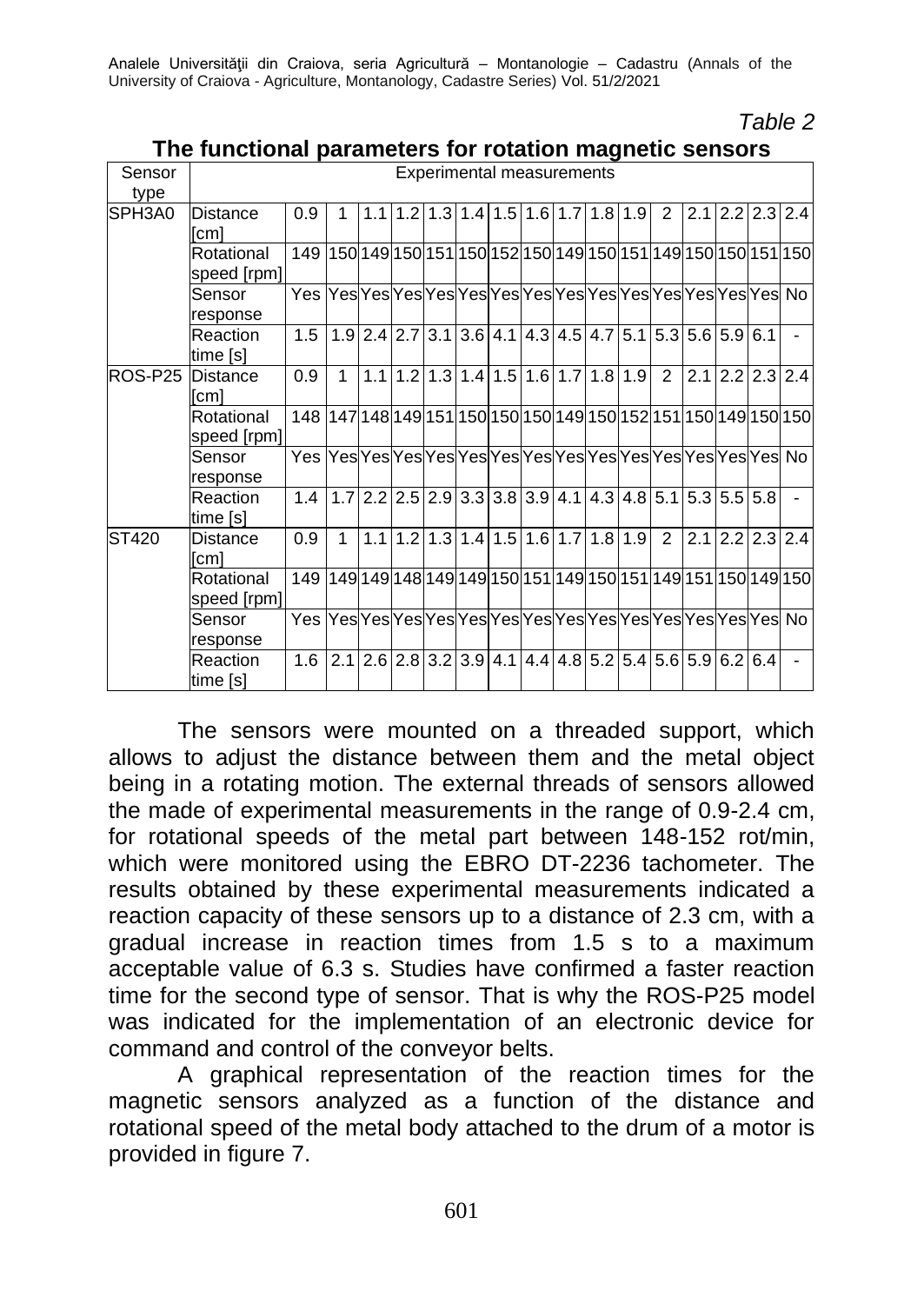*Table 2*

**The functional parameters for rotation magnetic sensors**

| Sensor type | Experimental measurements | | | | | | | | | | | | | | | | |
|---|---|---|---|---|---|---|---|---|---|---|---|---|---|---|---|---|---|
| SPH3A0 | Distance [cm] | 0.9 | 1 | 1.1 | 1.2 | 1.3 | 1.4 | 1.5 | 1.6 | 1.7 | 1.8 | 1.9 | 2 | 2.1 | 2.2 | 2.3 | 2.4 |
| | Rotational speed [rpm] | 149 | 150 | 149 | 150 | 151 | 150 | 152 | 150 | 149 | 150 | 151 | 149 | 150 | 150 | 151 | 150 |
| | Sensor response | Yes | Yes | Yes | Yes | Yes | Yes | Yes | Yes | Yes | Yes | Yes | Yes | Yes | Yes | Yes | No |
| | Reaction time [s] | 1.5 | 1.9 | 2.4 | 2.7 | 3.1 | 3.6 | 4.1 | 4.3 | 4.5 | 4.7 | 5.1 | 5.3 | 5.6 | 5.9 | 6.1 | - |
| ROS-P25 | Distance [cm] | 0.9 | 1 | 1.1 | 1.2 | 1.3 | 1.4 | 1.5 | 1.6 | 1.7 | 1.8 | 1.9 | 2 | 2.1 | 2.2 | 2.3 | 2.4 |
| | Rotational speed [rpm] | 148 | 147 | 148 | 149 | 151 | 150 | 150 | 150 | 149 | 150 | 152 | 151 | 150 | 149 | 150 | 150 |
| | Sensor response | Yes | Yes | Yes | Yes | Yes | Yes | Yes | Yes | Yes | Yes | Yes | Yes | Yes | Yes | Yes | No |
| | Reaction time [s] | 1.4 | 1.7 | 2.2 | 2.5 | 2.9 | 3.3 | 3.8 | 3.9 | 4.1 | 4.3 | 4.8 | 5.1 | 5.3 | 5.5 | 5.8 | - |
| ST420 | Distance [cm] | 0.9 | 1 | 1.1 | 1.2 | 1.3 | 1.4 | 1.5 | 1.6 | 1.7 | 1.8 | 1.9 | 2 | 2.1 | 2.2 | 2.3 | 2.4 |
| | Rotational speed [rpm] | 149 | 149 | 149 | 148 | 149 | 149 | 150 | 151 | 149 | 150 | 151 | 149 | 151 | 150 | 149 | 150 |
| | Sensor response | Yes | Yes | Yes | Yes | Yes | Yes | Yes | Yes | Yes | Yes | Yes | Yes | Yes | Yes | Yes | No |
| | Reaction time [s] | 1.6 | 2.1 | 2.6 | 2.8 | 3.2 | 3.9 | 4.1 | 4.4 | 4.8 | 5.2 | 5.4 | 5.6 | 5.9 | 6.2 | 6.4 | - |

The sensors were mounted on a threaded support, which allows to adjust the distance between them and the metal object being in a rotating motion. The external threads of sensors allowed the made of experimental measurements in the range of 0.9-2.4 cm, for rotational speeds of the metal part between 148-152 rot/min, which were monitored using the EBRO DT-2236 tachometer. The results obtained by these experimental measurements indicated a reaction capacity of these sensors up to a distance of 2.3 cm, with a gradual increase in reaction times from 1.5 s to a maximum acceptable value of 6.3 s. Studies have confirmed a faster reaction time for the second type of sensor. That is why the ROS-P25 model was indicated for the implementation of an electronic device for command and control of the conveyor belts.

A graphical representation of the reaction times for the magnetic sensors analyzed as a function of the distance and rotational speed of the metal body attached to the drum of a motor is provided in figure 7.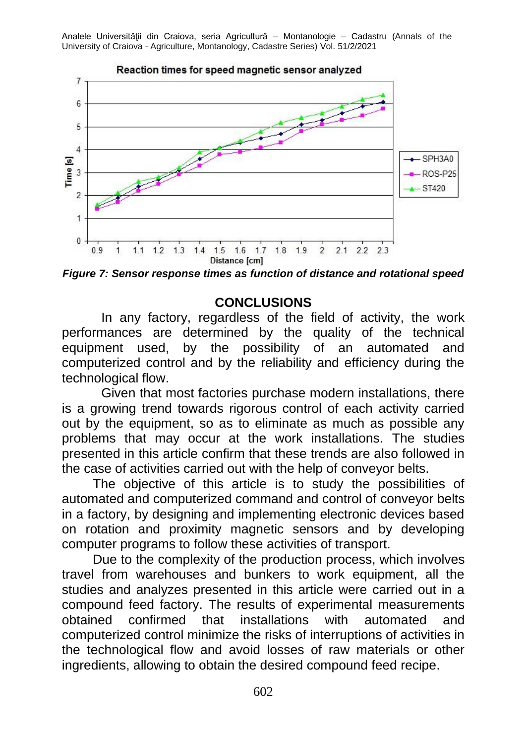**Figure 7: Sensor response times as function of distance and rotational speed**

## CONCLUSIONS

In any factory, regardless of the field of activity, the work performances are determined by the quality of the technical equipment used, by the possibility of an automated and computerized control and by the reliability and efficiency during the technological flow.

Given that most factories purchase modern installations, there is a growing trend towards rigorous control of each activity carried out by the equipment, so as to eliminate as much as possible any problems that may occur at the work installations. The studies presented in this article confirm that these trends are also followed in the case of activities carried out with the help of conveyor belts.

The objective of this article is to study the possibilities of automated and computerized command and control of conveyor belts in a factory, by designing and implementing electronic devices based on rotation and proximity magnetic sensors and by developing computer programs to follow these activities of transport.

Due to the complexity of the production process, which involves travel from warehouses and bunkers to work equipment, all the studies and analyzes presented in this article were carried out in a compound feed factory. The results of experimental measurements obtained confirmed that installations with automated and computerized control minimize the risks of interruptions of activities in the technological flow and avoid losses of raw materials or other ingredients, allowing to obtain the desired compound feed recipe.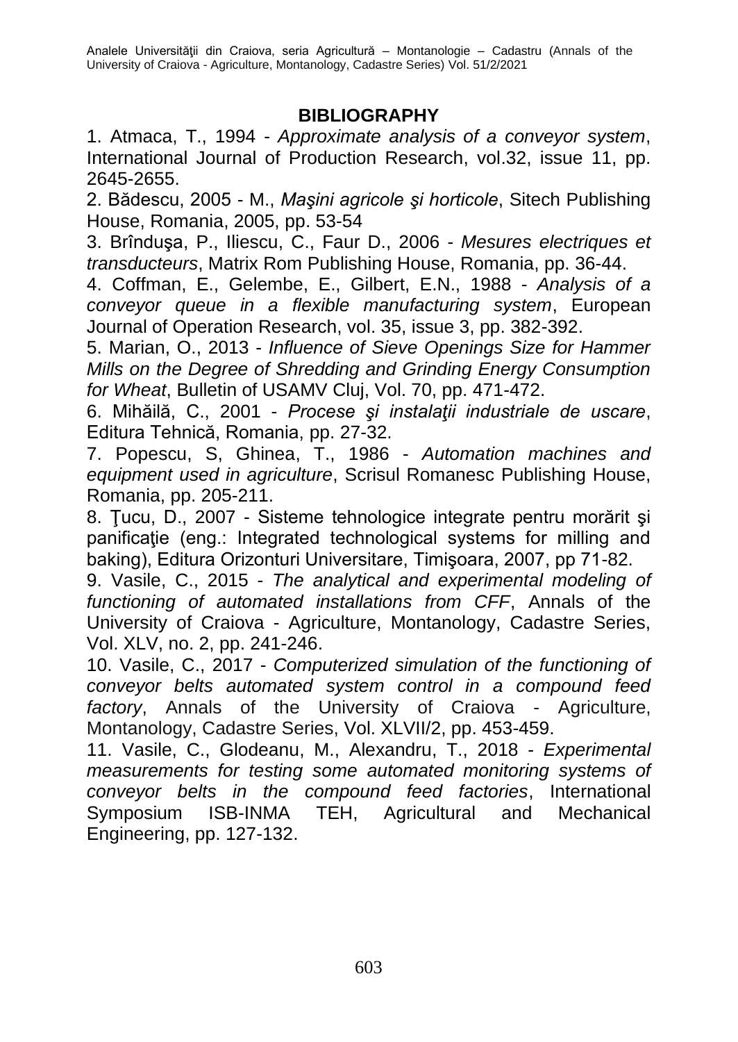## BIBLIOGRAPHY

1. Atmaca, T., 1994 - *Approximate analysis of a conveyor system*, International Journal of Production Research, vol.32, issue 11, pp. 2645-2655.
2. Bădescu, 2005 - M., *Maşini agricole şi horticole*, Sitech Publishing House, Romania, 2005, pp. 53-54
3. Brînduşa, P., Iliescu, C., Faur D., 2006 - *Mesures electriques et transducteurs*, Matrix Rom Publishing House, Romania, pp. 36-44.
4. Coffman, E., Gelembe, E., Gilbert, E.N., 1988 - *Analysis of a conveyor queue in a flexible manufacturing system*, European Journal of Operation Research, vol. 35, issue 3, pp. 382-392.
5. Marian, O., 2013 - *Influence of Sieve Openings Size for Hammer Mills on the Degree of Shredding and Grinding Energy Consumption for Wheat*, Bulletin of USAMV Cluj, Vol. 70, pp. 471-472.
6. Mihăilă, C., 2001 - *Procese şi instalaţii industriale de uscare*, Editura Tehnică, Romania, pp. 27-32.
7. Popescu, S, Ghinea, T., 1986 - *Automation machines and equipment used in agriculture*, Scrisul Romanesc Publishing House, Romania, pp. 205-211.
8. Ţucu, D., 2007 - Sisteme tehnologice integrate pentru morărit şi panificaţie (eng.: Integrated technological systems for milling and baking), Editura Orizonturi Universitare, Timişoara, 2007, pp 71-82.
9. Vasile, C., 2015 - *The analytical and experimental modeling of functioning of automated installations from CFF*, Annals of the University of Craiova - Agriculture, Montanology, Cadastre Series, Vol. XLV, no. 2, pp. 241-246.
10. Vasile, C., 2017 - *Computerized simulation of the functioning of conveyor belts automated system control in a compound feed factory*, Annals of the University of Craiova - Agriculture, Montanology, Cadastre Series, Vol. XLVII/2, pp. 453-459.
11. Vasile, C., Glodeanu, M., Alexandru, T., 2018 - *Experimental measurements for testing some automated monitoring systems of conveyor belts in the compound feed factories*, International Symposium ISB-INMA TEH, Agricultural and Mechanical Engineering, pp. 127-132.